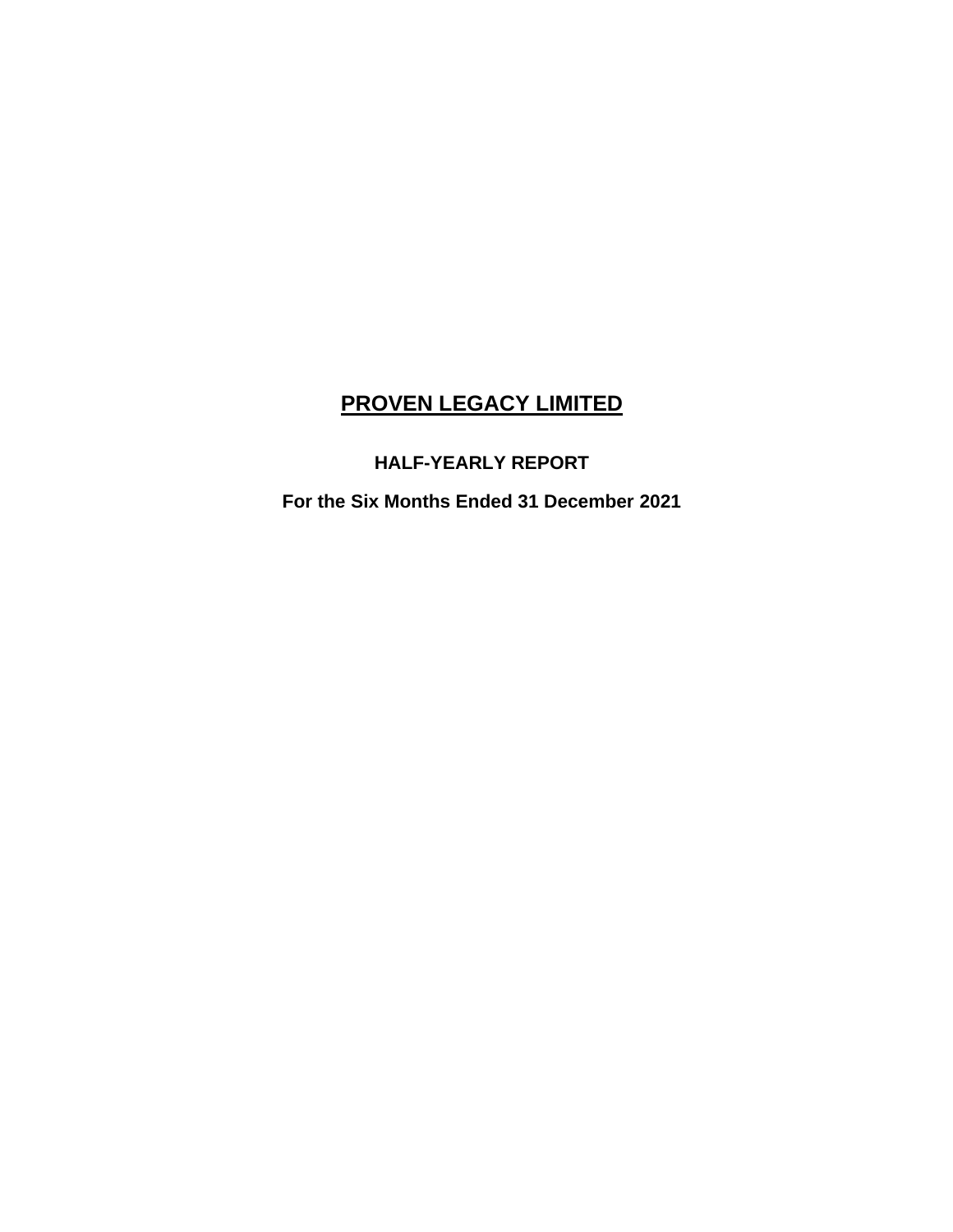# PROVEN LEGACY LIMITED

**HALF-YEARLY REPORT**

**For the Six Months Ended 31 December 2021**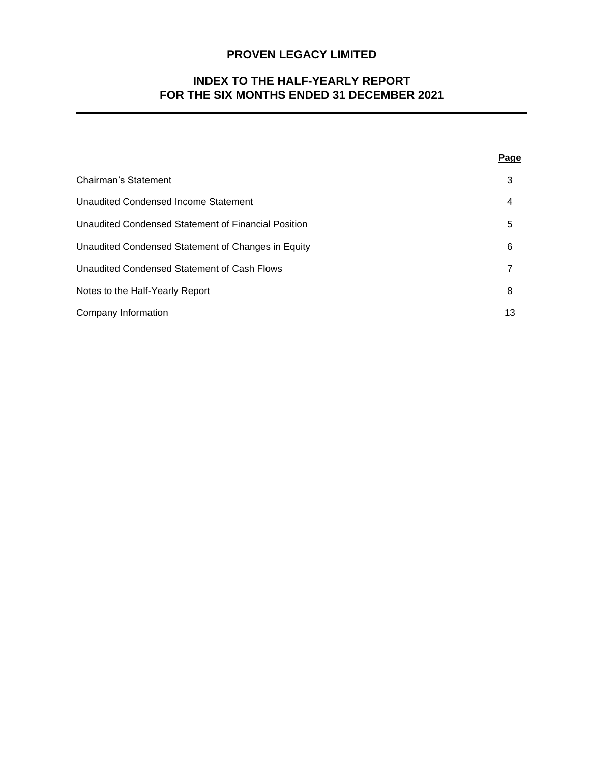# PROVEN LEGACY LIMITED

## INDEX TO THE HALF-YEARLY REPORT
## FOR THE SIX MONTHS ENDED 31 DECEMBER 2021

| | **Page** |
|---|---|
| Chairman's Statement | 3 |
| Unaudited Condensed Income Statement | 4 |
| Unaudited Condensed Statement of Financial Position | 5 |
| Unaudited Condensed Statement of Changes in Equity | 6 |
| Unaudited Condensed Statement of Cash Flows | 7 |
| Notes to the Half-Yearly Report | 8 |
| Company Information | 13 |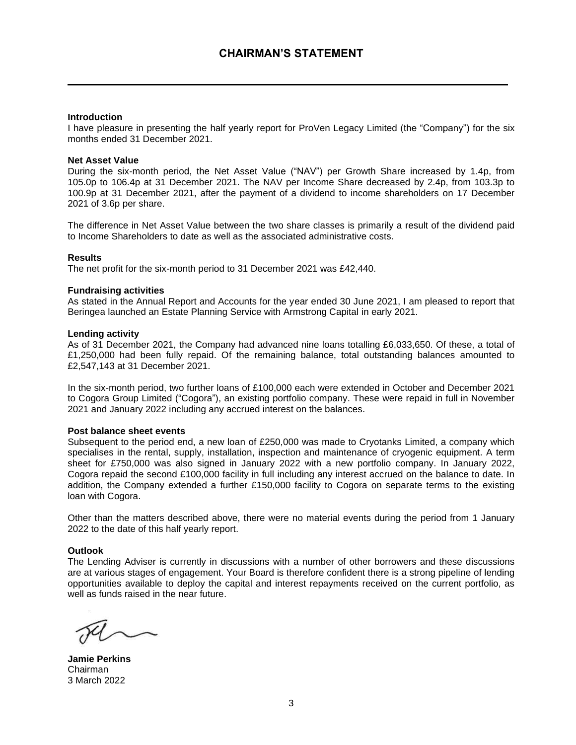# CHAIRMAN'S STATEMENT

**Introduction**

I have pleasure in presenting the half yearly report for ProVen Legacy Limited (the "Company") for the six months ended 31 December 2021.

**Net Asset Value**

During the six-month period, the Net Asset Value ("NAV") per Growth Share increased by 1.4p, from 105.0p to 106.4p at 31 December 2021. The NAV per Income Share decreased by 2.4p, from 103.3p to 100.9p at 31 December 2021, after the payment of a dividend to income shareholders on 17 December 2021 of 3.6p per share.

The difference in Net Asset Value between the two share classes is primarily a result of the dividend paid to Income Shareholders to date as well as the associated administrative costs.

**Results**

The net profit for the six-month period to 31 December 2021 was £42,440.

**Fundraising activities**

As stated in the Annual Report and Accounts for the year ended 30 June 2021, I am pleased to report that Beringea launched an Estate Planning Service with Armstrong Capital in early 2021.

**Lending activity**

As of 31 December 2021, the Company had advanced nine loans totalling £6,033,650. Of these, a total of £1,250,000 had been fully repaid. Of the remaining balance, total outstanding balances amounted to £2,547,143 at 31 December 2021.

In the six-month period, two further loans of £100,000 each were extended in October and December 2021 to Cogora Group Limited ("Cogora"), an existing portfolio company. These were repaid in full in November 2021 and January 2022 including any accrued interest on the balances.

**Post balance sheet events**

Subsequent to the period end, a new loan of £250,000 was made to Cryotanks Limited, a company which specialises in the rental, supply, installation, inspection and maintenance of cryogenic equipment. A term sheet for £750,000 was also signed in January 2022 with a new portfolio company. In January 2022, Cogora repaid the second £100,000 facility in full including any interest accrued on the balance to date. In addition, the Company extended a further £150,000 facility to Cogora on separate terms to the existing loan with Cogora.

Other than the matters described above, there were no material events during the period from 1 January 2022 to the date of this half yearly report.

**Outlook**

The Lending Adviser is currently in discussions with a number of other borrowers and these discussions are at various stages of engagement. Your Board is therefore confident there is a strong pipeline of lending opportunities available to deploy the capital and interest repayments received on the current portfolio, as well as funds raised in the near future.

**Jamie Perkins**
Chairman
3 March 2022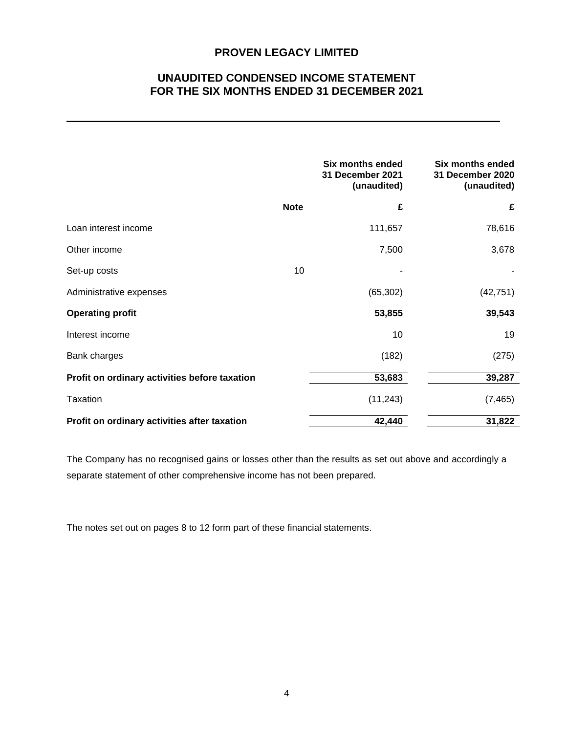# PROVEN LEGACY LIMITED

## UNAUDITED CONDENSED INCOME STATEMENT
## FOR THE SIX MONTHS ENDED 31 DECEMBER 2021

| | Note | Six months ended 31 December 2021 (unaudited) | Six months ended 31 December 2020 (unaudited) |
|---|---|---|---|
| | | £ | £ |
| Loan interest income | | 111,657 | 78,616 |
| Other income | | 7,500 | 3,678 |
| Set-up costs | 10 | - | - |
| Administrative expenses | | (65,302) | (42,751) |
| **Operating profit** | | **53,855** | **39,543** |
| Interest income | | 10 | 19 |
| Bank charges | | (182) | (275) |
| **Profit on ordinary activities before taxation** | | **53,683** | **39,287** |
| Taxation | | (11,243) | (7,465) |
| **Profit on ordinary activities after taxation** | | **42,440** | **31,822** |

The Company has no recognised gains or losses other than the results as set out above and accordingly a separate statement of other comprehensive income has not been prepared.

The notes set out on pages 8 to 12 form part of these financial statements.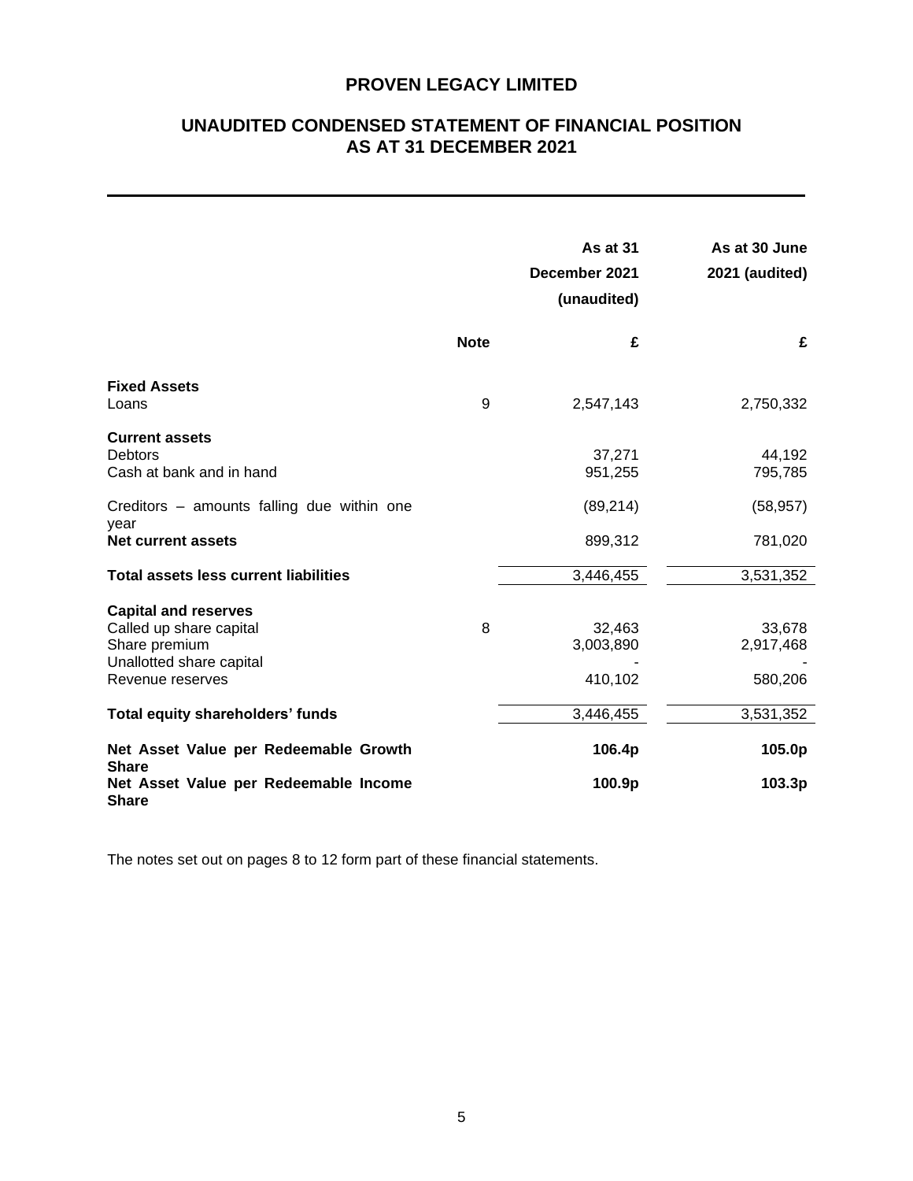# PROVEN LEGACY LIMITED

## UNAUDITED CONDENSED STATEMENT OF FINANCIAL POSITION AS AT 31 DECEMBER 2021

| | Note | As at 31 December 2021 (unaudited) | As at 30 June 2021 (audited) |
|---|---|---|---|
| | | £ | £ |
| **Fixed Assets** | | | |
| Loans | 9 | 2,547,143 | 2,750,332 |
| **Current assets** | | | |
| Debtors | | 37,271 | 44,192 |
| Cash at bank and in hand | | 951,255 | 795,785 |
| Creditors – amounts falling due within one year | | (89,214) | (58,957) |
| **Net current assets** | | 899,312 | 781,020 |
| **Total assets less current liabilities** | | 3,446,455 | 3,531,352 |
| **Capital and reserves** | | | |
| Called up share capital | 8 | 32,463 | 33,678 |
| Share premium | | 3,003,890 | 2,917,468 |
| Unallotted share capital | | - | - |
| Revenue reserves | | 410,102 | 580,206 |
| **Total equity shareholders' funds** | | 3,446,455 | 3,531,352 |
| **Net Asset Value per Redeemable Growth Share** | | **106.4p** | **105.0p** |
| **Net Asset Value per Redeemable Income Share** | | **100.9p** | **103.3p** |

The notes set out on pages 8 to 12 form part of these financial statements.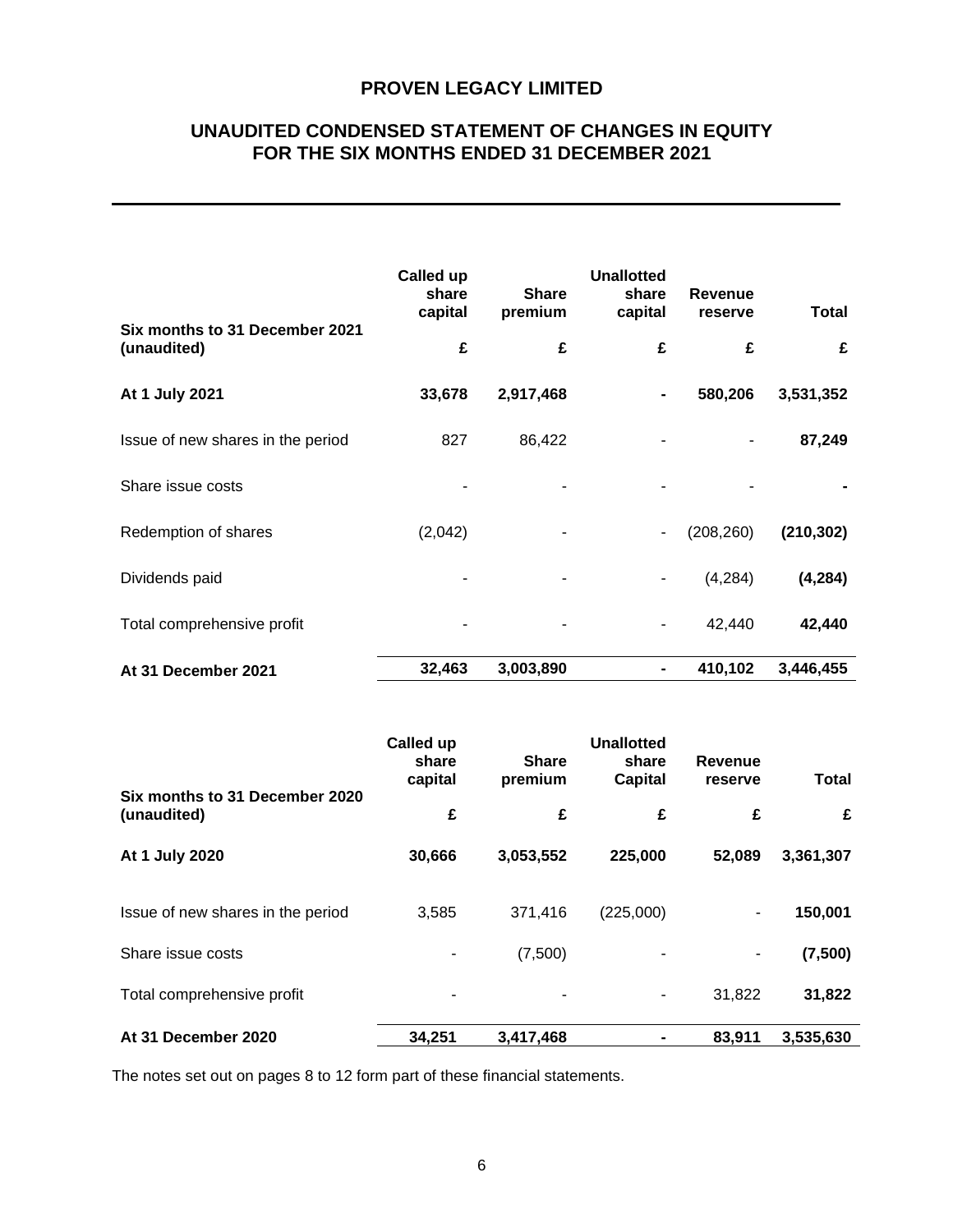# PROVEN LEGACY LIMITED

## UNAUDITED CONDENSED STATEMENT OF CHANGES IN EQUITY FOR THE SIX MONTHS ENDED 31 DECEMBER 2021

| Six months to 31 December 2021 (unaudited) | Called up share capital £ | Share premium £ | Unallotted share capital £ | Revenue reserve £ | Total £ |
|---|---|---|---|---|---|
| **At 1 July 2021** | **33,678** | **2,917,468** | **-** | **580,206** | **3,531,352** |
| Issue of new shares in the period | 827 | 86,422 | - | - | **87,249** |
| Share issue costs | - | - | - | - | **-** |
| Redemption of shares | (2,042) | - | - | (208,260) | **(210,302)** |
| Dividends paid | - | - | - | (4,284) | **(4,284)** |
| Total comprehensive profit | - | - | - | 42,440 | **42,440** |
| **At 31 December 2021** | **32,463** | **3,003,890** | **-** | **410,102** | **3,446,455** |

| Six months to 31 December 2020 (unaudited) | Called up share capital £ | Share premium £ | Unallotted share Capital £ | Revenue reserve £ | Total £ |
|---|---|---|---|---|---|
| **At 1 July 2020** | **30,666** | **3,053,552** | **225,000** | **52,089** | **3,361,307** |
| Issue of new shares in the period | 3,585 | 371,416 | (225,000) | - | **150,001** |
| Share issue costs | - | (7,500) | - | - | **(7,500)** |
| Total comprehensive profit | - | - | - | 31,822 | **31,822** |
| **At 31 December 2020** | **34,251** | **3,417,468** | **-** | **83,911** | **3,535,630** |

The notes set out on pages 8 to 12 form part of these financial statements.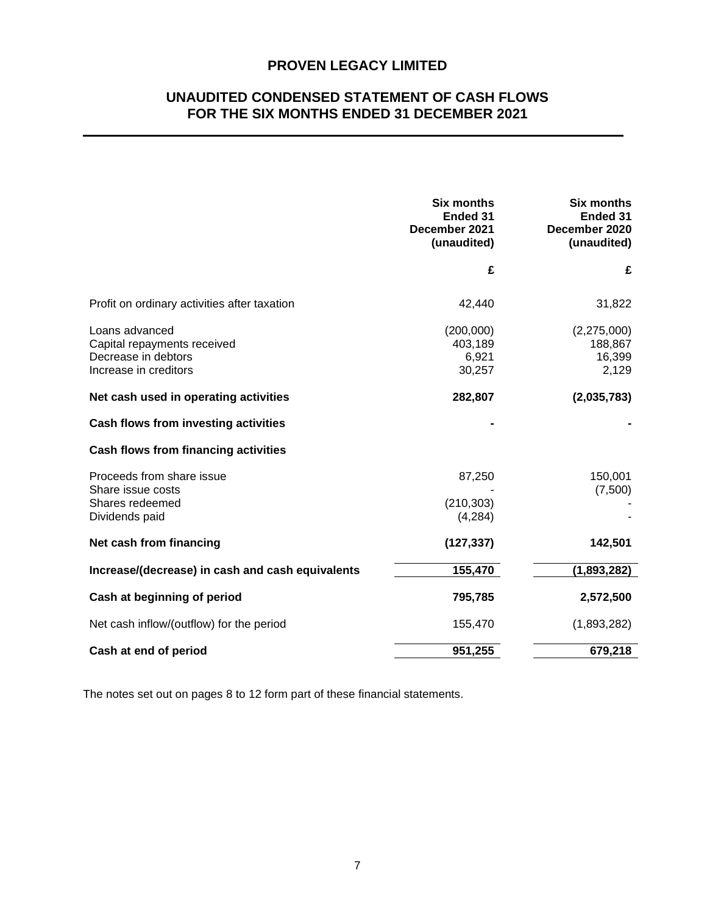# PROVEN LEGACY LIMITED

## UNAUDITED CONDENSED STATEMENT OF CASH FLOWS FOR THE SIX MONTHS ENDED 31 DECEMBER 2021

| | Six months Ended 31 December 2021 (unaudited) | Six months Ended 31 December 2020 (unaudited) |
|---|---|---|
| | £ | £ |
| Profit on ordinary activities after taxation | 42,440 | 31,822 |
| Loans advanced | (200,000) | (2,275,000) |
| Capital repayments received | 403,189 | 188,867 |
| Decrease in debtors | 6,921 | 16,399 |
| Increase in creditors | 30,257 | 2,129 |
| **Net cash used in operating activities** | **282,807** | **(2,035,783)** |
| **Cash flows from investing activities** | **-** | **-** |
| **Cash flows from financing activities** | | |
| Proceeds from share issue | 87,250 | 150,001 |
| Share issue costs | - | (7,500) |
| Shares redeemed | (210,303) | - |
| Dividends paid | (4,284) | - |
| **Net cash from financing** | **(127,337)** | **142,501** |
| **Increase/(decrease) in cash and cash equivalents** | **155,470** | **(1,893,282)** |
| **Cash at beginning of period** | **795,785** | **2,572,500** |
| Net cash inflow/(outflow) for the period | 155,470 | (1,893,282) |
| **Cash at end of period** | **951,255** | **679,218** |

The notes set out on pages 8 to 12 form part of these financial statements.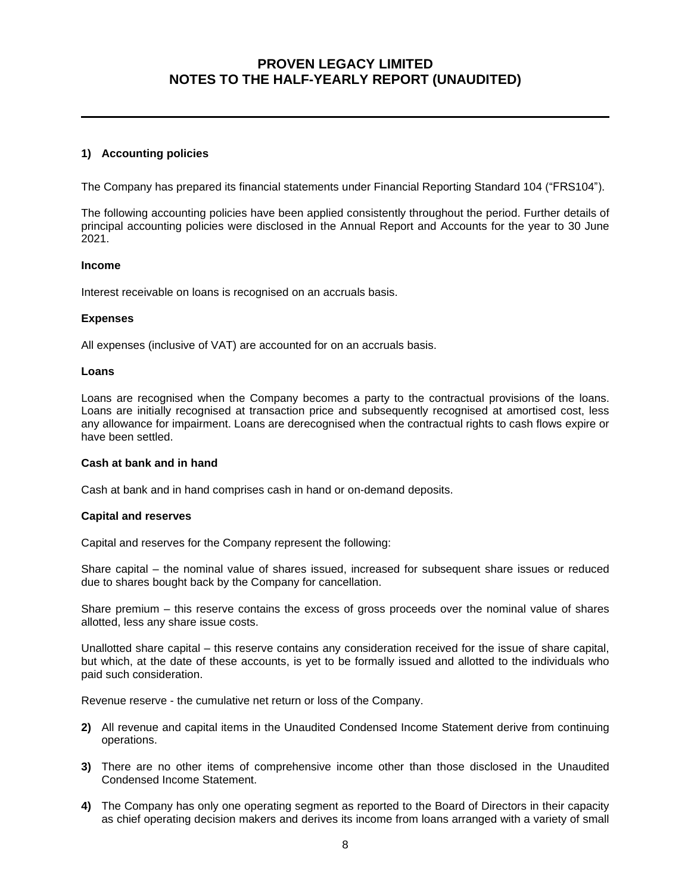# PROVEN LEGACY LIMITED
# NOTES TO THE HALF-YEARLY REPORT (UNAUDITED)

## 1) Accounting policies

The Company has prepared its financial statements under Financial Reporting Standard 104 ("FRS104").

The following accounting policies have been applied consistently throughout the period. Further details of principal accounting policies were disclosed in the Annual Report and Accounts for the year to 30 June 2021.

### Income

Interest receivable on loans is recognised on an accruals basis.

### Expenses

All expenses (inclusive of VAT) are accounted for on an accruals basis.

### Loans

Loans are recognised when the Company becomes a party to the contractual provisions of the loans. Loans are initially recognised at transaction price and subsequently recognised at amortised cost, less any allowance for impairment. Loans are derecognised when the contractual rights to cash flows expire or have been settled.

### Cash at bank and in hand

Cash at bank and in hand comprises cash in hand or on-demand deposits.

### Capital and reserves

Capital and reserves for the Company represent the following:

Share capital – the nominal value of shares issued, increased for subsequent share issues or reduced due to shares bought back by the Company for cancellation.

Share premium – this reserve contains the excess of gross proceeds over the nominal value of shares allotted, less any share issue costs.

Unallotted share capital – this reserve contains any consideration received for the issue of share capital, but which, at the date of these accounts, is yet to be formally issued and allotted to the individuals who paid such consideration.

Revenue reserve - the cumulative net return or loss of the Company.

**2)** All revenue and capital items in the Unaudited Condensed Income Statement derive from continuing operations.

**3)** There are no other items of comprehensive income other than those disclosed in the Unaudited Condensed Income Statement.

**4)** The Company has only one operating segment as reported to the Board of Directors in their capacity as chief operating decision makers and derives its income from loans arranged with a variety of small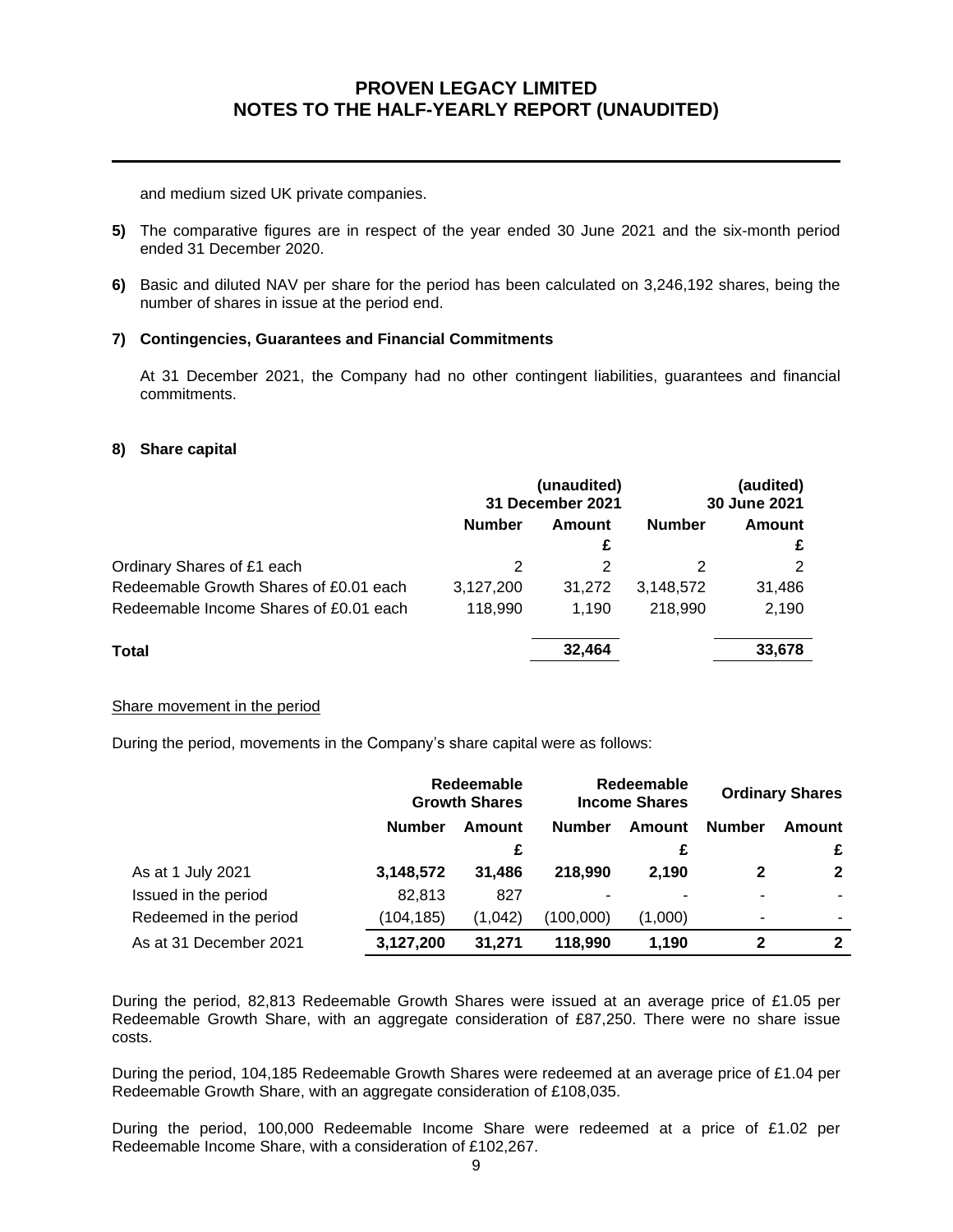and medium sized UK private companies.

**5)** The comparative figures are in respect of the year ended 30 June 2021 and the six-month period ended 31 December 2020.

**6)** Basic and diluted NAV per share for the period has been calculated on 3,246,192 shares, being the number of shares in issue at the period end.

**7) Contingencies, Guarantees and Financial Commitments**

At 31 December 2021, the Company had no other contingent liabilities, guarantees and financial commitments.

**8) Share capital**

| | (unaudited) 31 December 2021 | | (audited) 30 June 2021 | |
|---|---|---|---|---|
| | **Number** | **Amount £** | **Number** | **Amount £** |
| Ordinary Shares of £1 each | 2 | 2 | 2 | 2 |
| Redeemable Growth Shares of £0.01 each | 3,127,200 | 31,272 | 3,148,572 | 31,486 |
| Redeemable Income Shares of £0.01 each | 118,990 | 1,190 | 218,990 | 2,190 |
| **Total** | | **32,464** | | **33,678** |

Share movement in the period

During the period, movements in the Company's share capital were as follows:

| | Redeemable Growth Shares | | Redeemable Income Shares | | Ordinary Shares | |
|---|---|---|---|---|---|---|
| | **Number** | **Amount £** | **Number** | **Amount £** | **Number** | **Amount £** |
| As at 1 July 2021 | **3,148,572** | **31,486** | **218,990** | **2,190** | **2** | **2** |
| Issued in the period | 82,813 | 827 | - | - | - | - |
| Redeemed in the period | (104,185) | (1,042) | (100,000) | (1,000) | - | - |
| As at 31 December 2021 | **3,127,200** | **31,271** | **118,990** | **1,190** | **2** | **2** |

During the period, 82,813 Redeemable Growth Shares were issued at an average price of £1.05 per Redeemable Growth Share, with an aggregate consideration of £87,250. There were no share issue costs.

During the period, 104,185 Redeemable Growth Shares were redeemed at an average price of £1.04 per Redeemable Growth Share, with an aggregate consideration of £108,035.

During the period, 100,000 Redeemable Income Share were redeemed at a price of £1.02 per Redeemable Income Share, with a consideration of £102,267.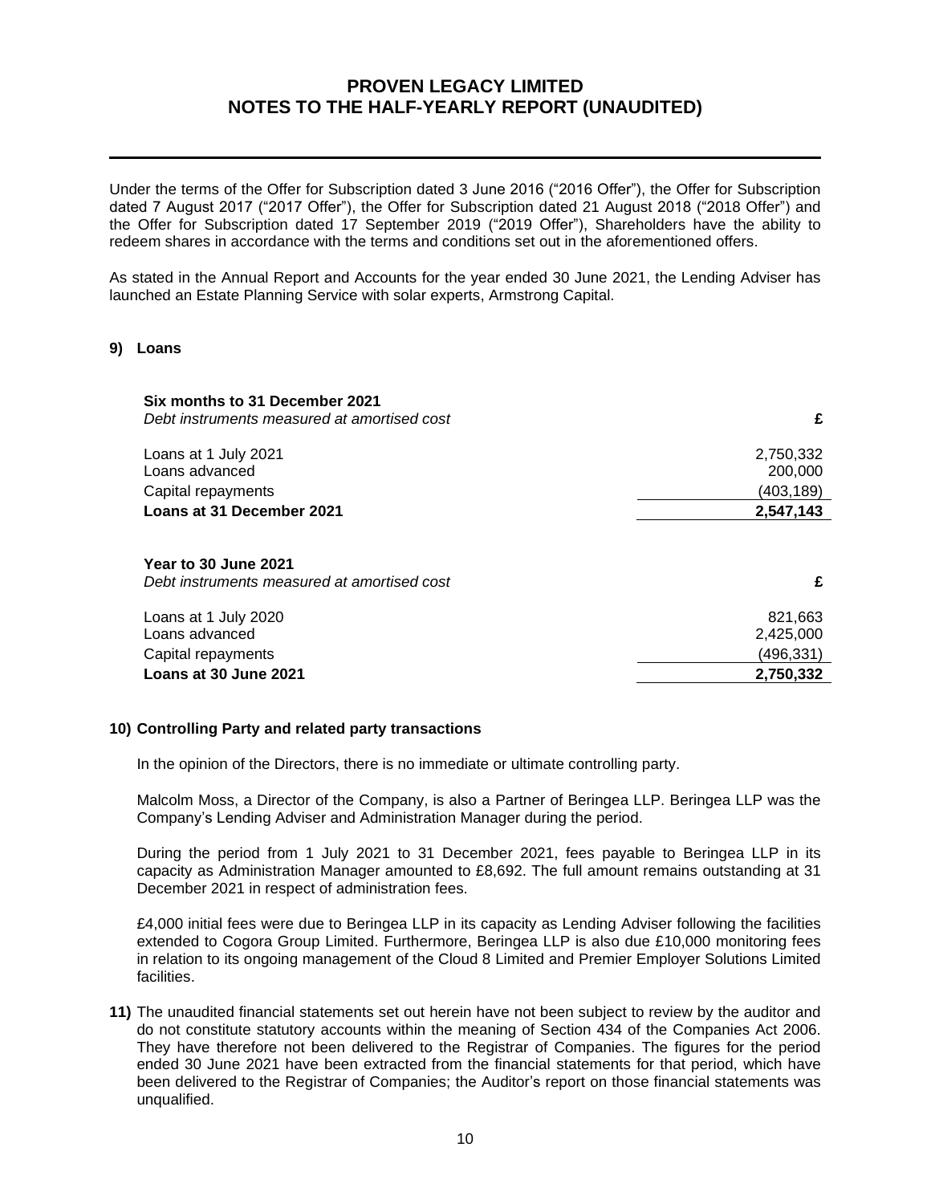Under the terms of the Offer for Subscription dated 3 June 2016 ("2016 Offer"), the Offer for Subscription dated 7 August 2017 ("2017 Offer"), the Offer for Subscription dated 21 August 2018 ("2018 Offer") and the Offer for Subscription dated 17 September 2019 ("2019 Offer"), Shareholders have the ability to redeem shares in accordance with the terms and conditions set out in the aforementioned offers.

As stated in the Annual Report and Accounts for the year ended 30 June 2021, the Lending Adviser has launched an Estate Planning Service with solar experts, Armstrong Capital.

## 9) Loans

| **Six months to 31 December 2021** *Debt instruments measured at amortised cost* | **£** |
|---|---|
| Loans at 1 July 2021 | 2,750,332 |
| Loans advanced | 200,000 |
| Capital repayments | (403,189) |
| **Loans at 31 December 2021** | **2,547,143** |

| **Year to 30 June 2021** *Debt instruments measured at amortised cost* | **£** |
|---|---|
| Loans at 1 July 2020 | 821,663 |
| Loans advanced | 2,425,000 |
| Capital repayments | (496,331) |
| **Loans at 30 June 2021** | **2,750,332** |

## 10) Controlling Party and related party transactions

In the opinion of the Directors, there is no immediate or ultimate controlling party.

Malcolm Moss, a Director of the Company, is also a Partner of Beringea LLP. Beringea LLP was the Company's Lending Adviser and Administration Manager during the period.

During the period from 1 July 2021 to 31 December 2021, fees payable to Beringea LLP in its capacity as Administration Manager amounted to £8,692. The full amount remains outstanding at 31 December 2021 in respect of administration fees.

£4,000 initial fees were due to Beringea LLP in its capacity as Lending Adviser following the facilities extended to Cogora Group Limited. Furthermore, Beringea LLP is also due £10,000 monitoring fees in relation to its ongoing management of the Cloud 8 Limited and Premier Employer Solutions Limited facilities.

**11)** The unaudited financial statements set out herein have not been subject to review by the auditor and do not constitute statutory accounts within the meaning of Section 434 of the Companies Act 2006. They have therefore not been delivered to the Registrar of Companies. The figures for the period ended 30 June 2021 have been extracted from the financial statements for that period, which have been delivered to the Registrar of Companies; the Auditor's report on those financial statements was unqualified.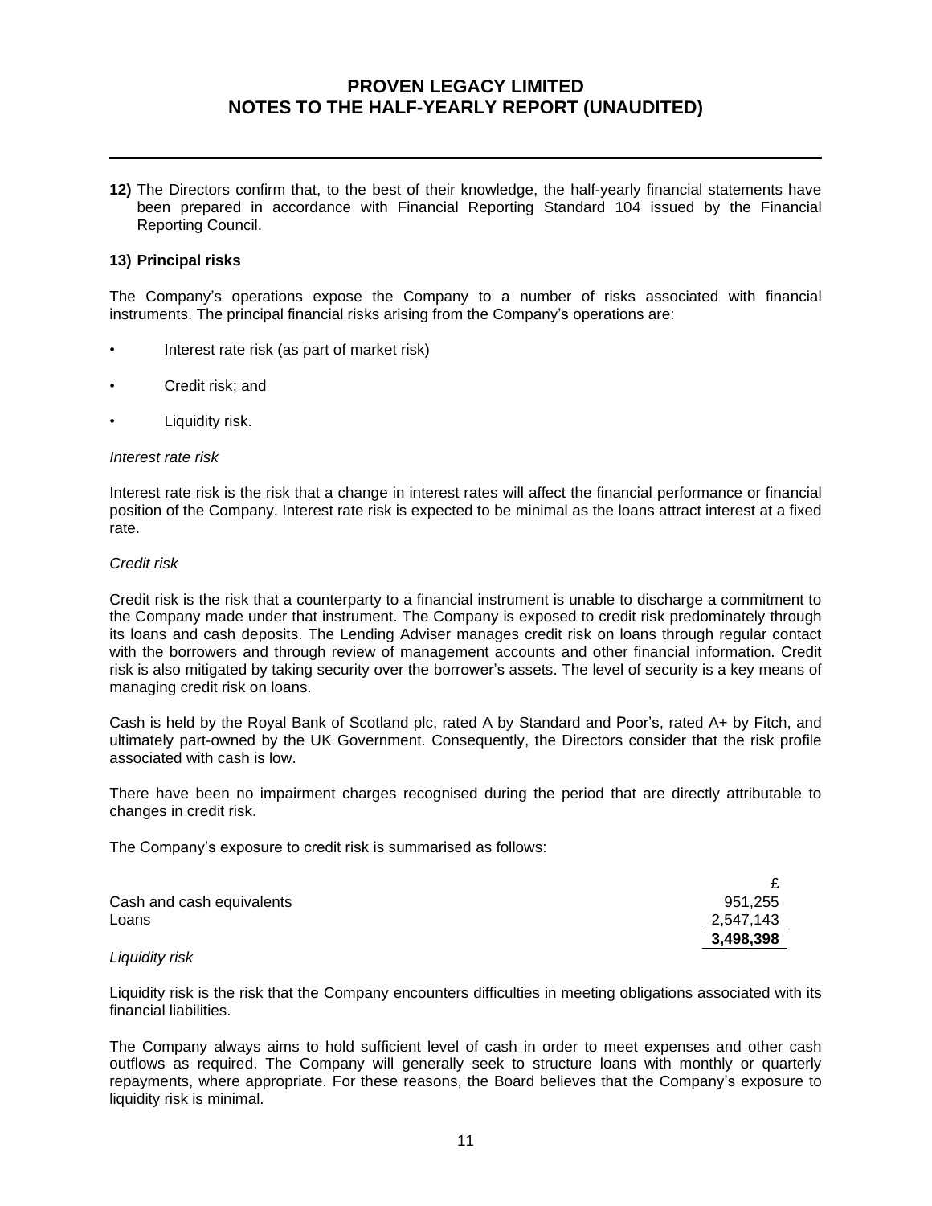# PROVEN LEGACY LIMITED
# NOTES TO THE HALF-YEARLY REPORT (UNAUDITED)

**12)** The Directors confirm that, to the best of their knowledge, the half-yearly financial statements have been prepared in accordance with Financial Reporting Standard 104 issued by the Financial Reporting Council.

**13) Principal risks**

The Company's operations expose the Company to a number of risks associated with financial instruments. The principal financial risks arising from the Company's operations are:

- Interest rate risk (as part of market risk)
- Credit risk; and
- Liquidity risk.

*Interest rate risk*

Interest rate risk is the risk that a change in interest rates will affect the financial performance or financial position of the Company. Interest rate risk is expected to be minimal as the loans attract interest at a fixed rate.

*Credit risk*

Credit risk is the risk that a counterparty to a financial instrument is unable to discharge a commitment to the Company made under that instrument. The Company is exposed to credit risk predominately through its loans and cash deposits. The Lending Adviser manages credit risk on loans through regular contact with the borrowers and through review of management accounts and other financial information. Credit risk is also mitigated by taking security over the borrower's assets. The level of security is a key means of managing credit risk on loans.

Cash is held by the Royal Bank of Scotland plc, rated A by Standard and Poor's, rated A+ by Fitch, and ultimately part-owned by the UK Government. Consequently, the Directors consider that the risk profile associated with cash is low.

There have been no impairment charges recognised during the period that are directly attributable to changes in credit risk.

The Company's exposure to credit risk is summarised as follows:

| | £ |
|---|---|
| Cash and cash equivalents | 951,255 |
| Loans | 2,547,143 |
| | **3,498,398** |

*Liquidity risk*

Liquidity risk is the risk that the Company encounters difficulties in meeting obligations associated with its financial liabilities.

The Company always aims to hold sufficient level of cash in order to meet expenses and other cash outflows as required. The Company will generally seek to structure loans with monthly or quarterly repayments, where appropriate. For these reasons, the Board believes that the Company's exposure to liquidity risk is minimal.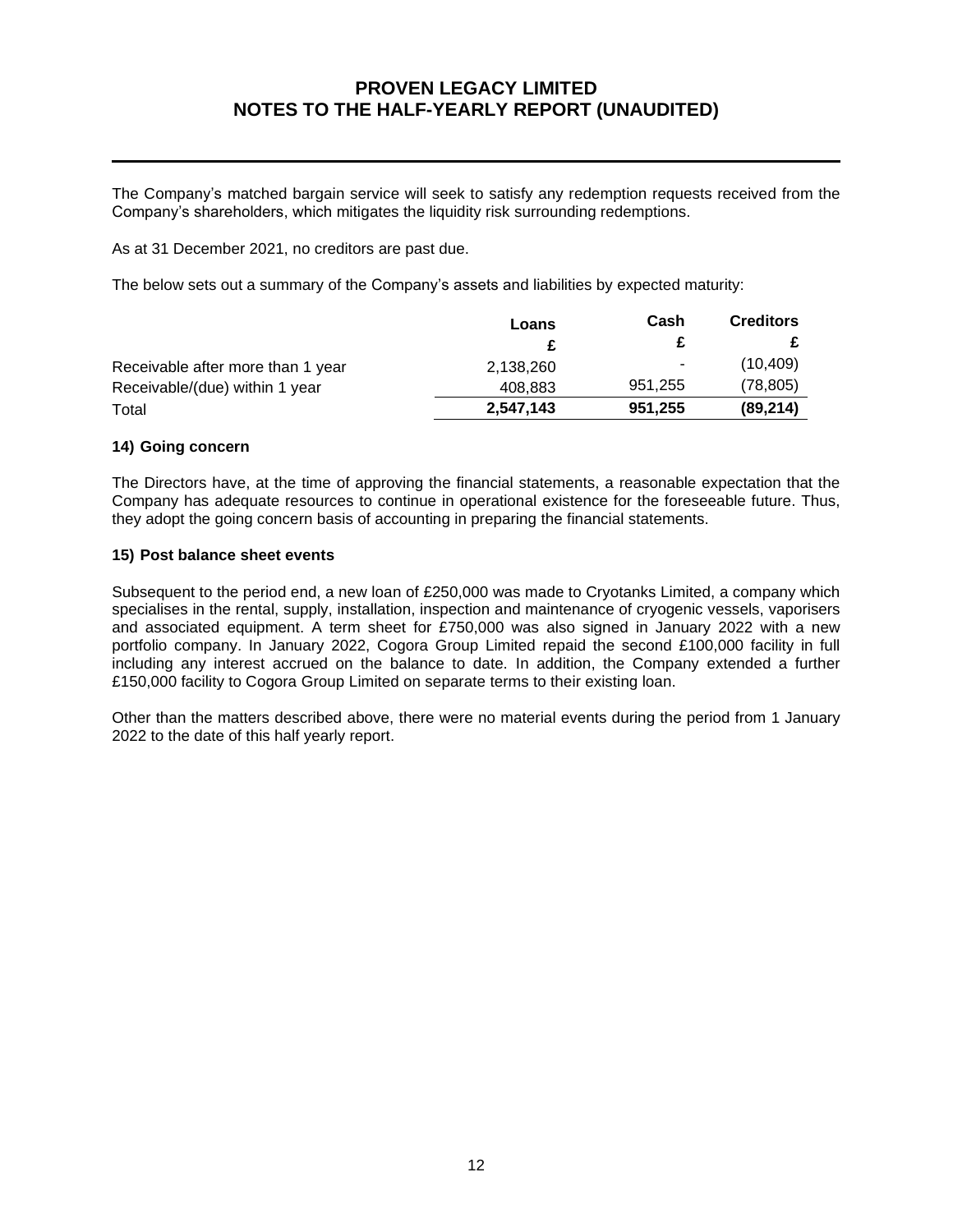The Company's matched bargain service will seek to satisfy any redemption requests received from the Company's shareholders, which mitigates the liquidity risk surrounding redemptions.

As at 31 December 2021, no creditors are past due.

The below sets out a summary of the Company's assets and liabilities by expected maturity:

| | Loans | Cash | Creditors |
|---|---|---|---|
| | £ | £ | £ |
| Receivable after more than 1 year | 2,138,260 | - | (10,409) |
| Receivable/(due) within 1 year | 408,883 | 951,255 | (78,805) |
| Total | **2,547,143** | **951,255** | **(89,214)** |

### 14) Going concern

The Directors have, at the time of approving the financial statements, a reasonable expectation that the Company has adequate resources to continue in operational existence for the foreseeable future. Thus, they adopt the going concern basis of accounting in preparing the financial statements.

### 15) Post balance sheet events

Subsequent to the period end, a new loan of £250,000 was made to Cryotanks Limited, a company which specialises in the rental, supply, installation, inspection and maintenance of cryogenic vessels, vaporisers and associated equipment. A term sheet for £750,000 was also signed in January 2022 with a new portfolio company. In January 2022, Cogora Group Limited repaid the second £100,000 facility in full including any interest accrued on the balance to date. In addition, the Company extended a further £150,000 facility to Cogora Group Limited on separate terms to their existing loan.

Other than the matters described above, there were no material events during the period from 1 January 2022 to the date of this half yearly report.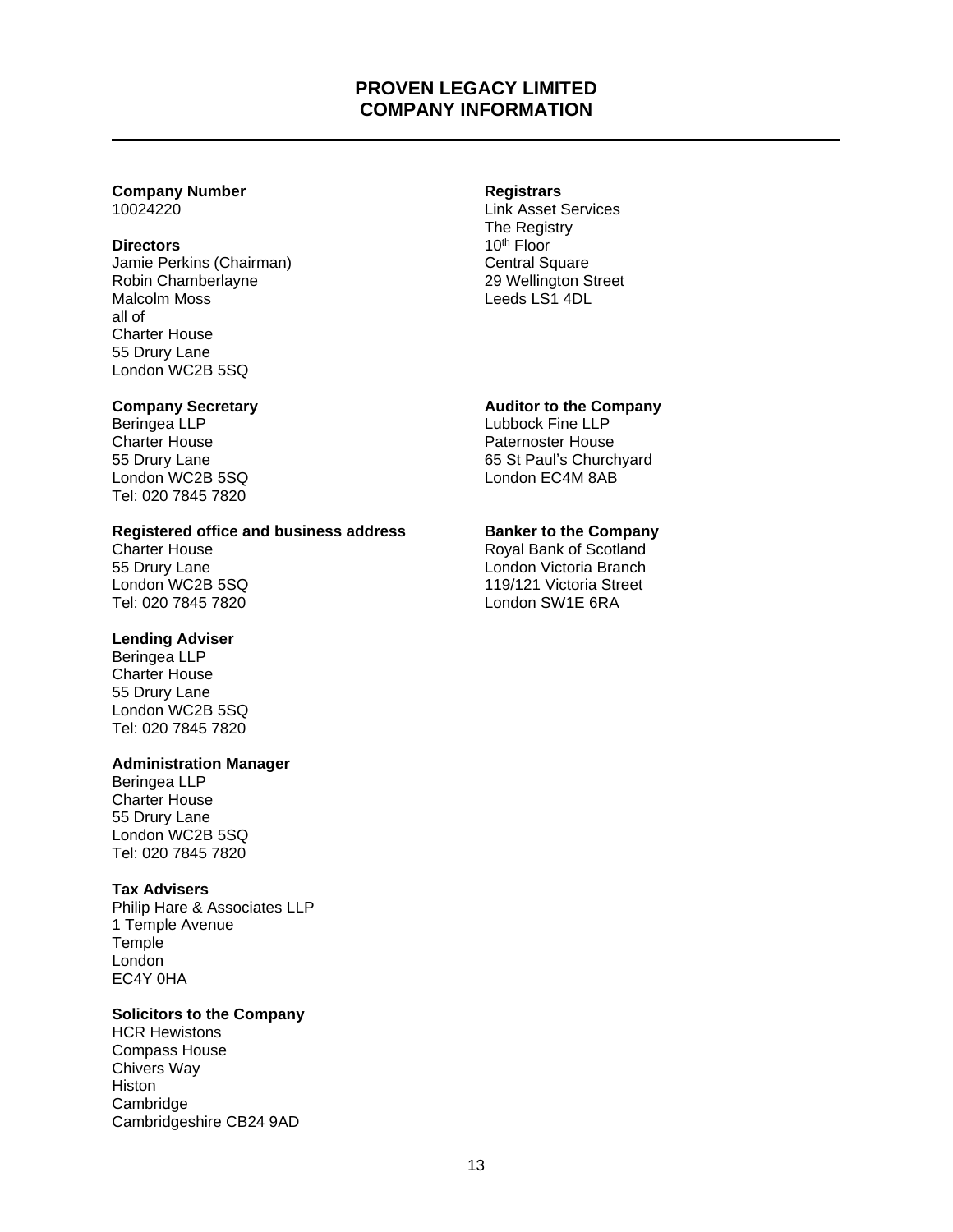# PROVEN LEGACY LIMITED
# COMPANY INFORMATION

**Company Number**
10024220

**Directors**
Jamie Perkins (Chairman)
Robin Chamberlayne
Malcolm Moss
all of
Charter House
55 Drury Lane
London WC2B 5SQ

**Company Secretary**
Beringea LLP
Charter House
55 Drury Lane
London WC2B 5SQ
Tel: 020 7845 7820

**Registered office and business address**
Charter House
55 Drury Lane
London WC2B 5SQ
Tel: 020 7845 7820

**Lending Adviser**
Beringea LLP
Charter House
55 Drury Lane
London WC2B 5SQ
Tel: 020 7845 7820

**Administration Manager**
Beringea LLP
Charter House
55 Drury Lane
London WC2B 5SQ
Tel: 020 7845 7820

**Tax Advisers**
Philip Hare & Associates LLP
1 Temple Avenue
Temple
London
EC4Y 0HA

**Solicitors to the Company**
HCR Hewistons
Compass House
Chivers Way
Histon
Cambridge
Cambridgeshire CB24 9AD

**Registrars**
Link Asset Services
The Registry
10th Floor
Central Square
29 Wellington Street
Leeds LS1 4DL

**Auditor to the Company**
Lubbock Fine LLP
Paternoster House
65 St Paul's Churchyard
London EC4M 8AB

**Banker to the Company**
Royal Bank of Scotland
London Victoria Branch
119/121 Victoria Street
London SW1E 6RA